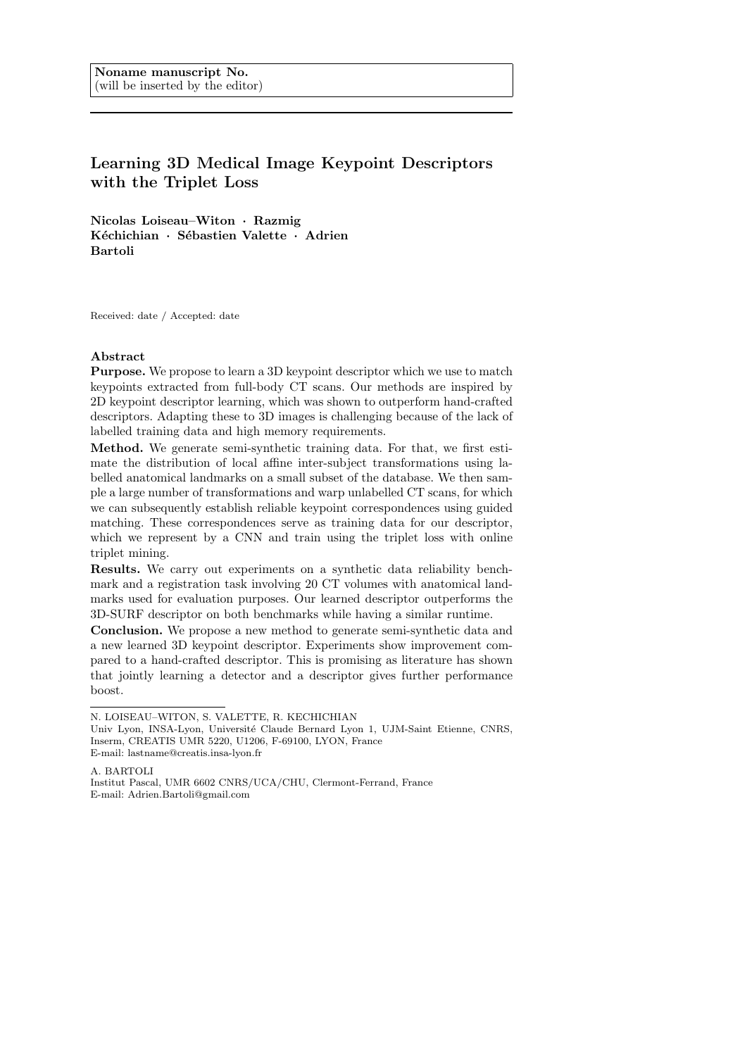Noname manuscript No.
(will be inserted by the editor)

# Learning 3D Medical Image Keypoint Descriptors with the Triplet Loss

**Nicolas Loiseau–Witon · Razmig Kéchichian · Sébastien Valette · Adrien Bartoli**

Received: date / Accepted: date

**Abstract**

**Purpose.** We propose to learn a 3D keypoint descriptor which we use to match keypoints extracted from full-body CT scans. Our methods are inspired by 2D keypoint descriptor learning, which was shown to outperform hand-crafted descriptors. Adapting these to 3D images is challenging because of the lack of labelled training data and high memory requirements.

**Method.** We generate semi-synthetic training data. For that, we first estimate the distribution of local affine inter-subject transformations using labelled anatomical landmarks on a small subset of the database. We then sample a large number of transformations and warp unlabelled CT scans, for which we can subsequently establish reliable keypoint correspondences using guided matching. These correspondences serve as training data for our descriptor, which we represent by a CNN and train using the triplet loss with online triplet mining.

**Results.** We carry out experiments on a synthetic data reliability benchmark and a registration task involving 20 CT volumes with anatomical landmarks used for evaluation purposes. Our learned descriptor outperforms the 3D-SURF descriptor on both benchmarks while having a similar runtime.

**Conclusion.** We propose a new method to generate semi-synthetic data and a new learned 3D keypoint descriptor. Experiments show improvement compared to a hand-crafted descriptor. This is promising as literature has shown that jointly learning a detector and a descriptor gives further performance boost.

---

N. LOISEAU–WITON, S. VALETTE, R. KECHICHIAN
Univ Lyon, INSA-Lyon, Université Claude Bernard Lyon 1, UJM-Saint Etienne, CNRS, Inserm, CREATIS UMR 5220, U1206, F-69100, LYON, France
E-mail: lastname@creatis.insa-lyon.fr

A. BARTOLI
Institut Pascal, UMR 6602 CNRS/UCA/CHU, Clermont-Ferrand, France
E-mail: Adrien.Bartoli@gmail.com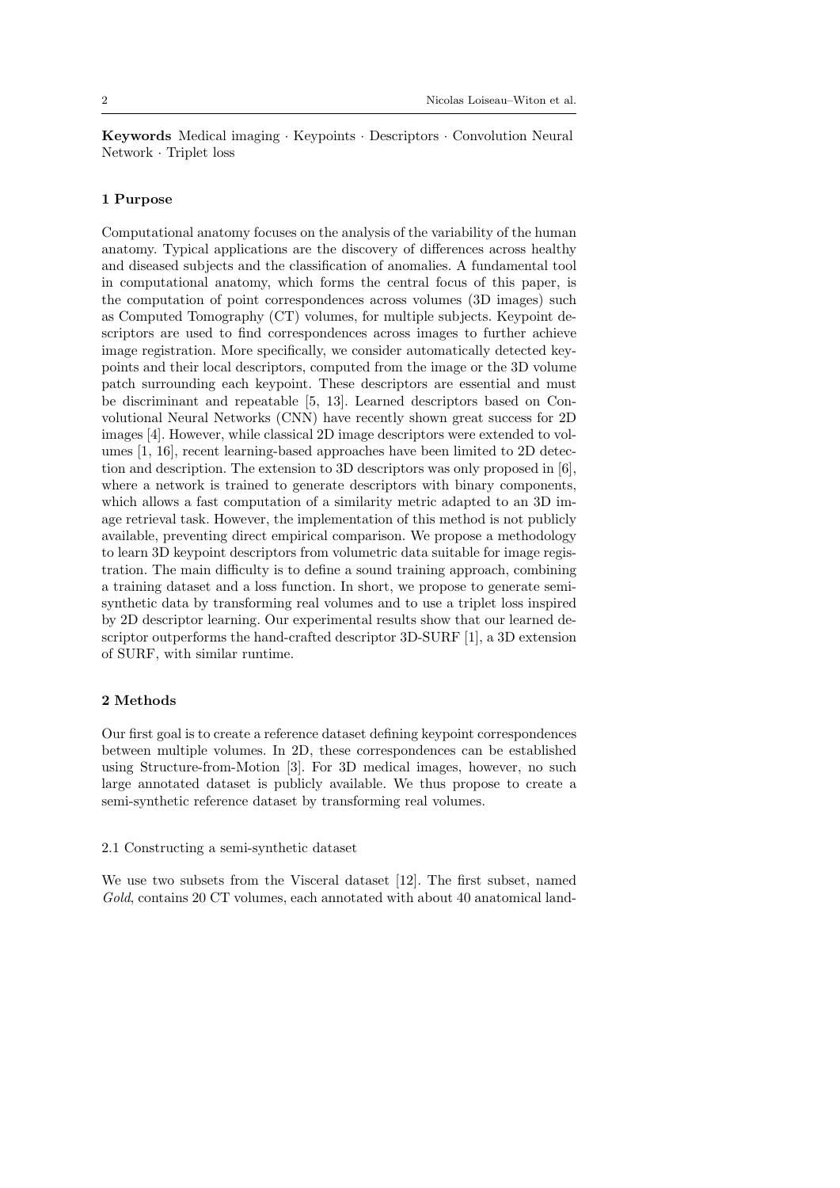**Keywords** Medical imaging · Keypoints · Descriptors · Convolution Neural Network · Triplet loss

## 1 Purpose

Computational anatomy focuses on the analysis of the variability of the human anatomy. Typical applications are the discovery of differences across healthy and diseased subjects and the classification of anomalies. A fundamental tool in computational anatomy, which forms the central focus of this paper, is the computation of point correspondences across volumes (3D images) such as Computed Tomography (CT) volumes, for multiple subjects. Keypoint descriptors are used to find correspondences across images to further achieve image registration. More specifically, we consider automatically detected keypoints and their local descriptors, computed from the image or the 3D volume patch surrounding each keypoint. These descriptors are essential and must be discriminant and repeatable [5, 13]. Learned descriptors based on Convolutional Neural Networks (CNN) have recently shown great success for 2D images [4]. However, while classical 2D image descriptors were extended to volumes [1, 16], recent learning-based approaches have been limited to 2D detection and description. The extension to 3D descriptors was only proposed in [6], where a network is trained to generate descriptors with binary components, which allows a fast computation of a similarity metric adapted to an 3D image retrieval task. However, the implementation of this method is not publicly available, preventing direct empirical comparison. We propose a methodology to learn 3D keypoint descriptors from volumetric data suitable for image registration. The main difficulty is to define a sound training approach, combining a training dataset and a loss function. In short, we propose to generate semi-synthetic data by transforming real volumes and to use a triplet loss inspired by 2D descriptor learning. Our experimental results show that our learned descriptor outperforms the hand-crafted descriptor 3D-SURF [1], a 3D extension of SURF, with similar runtime.

## 2 Methods

Our first goal is to create a reference dataset defining keypoint correspondences between multiple volumes. In 2D, these correspondences can be established using Structure-from-Motion [3]. For 3D medical images, however, no such large annotated dataset is publicly available. We thus propose to create a semi-synthetic reference dataset by transforming real volumes.

### 2.1 Constructing a semi-synthetic dataset

We use two subsets from the Visceral dataset [12]. The first subset, named *Gold*, contains 20 CT volumes, each annotated with about 40 anatomical land-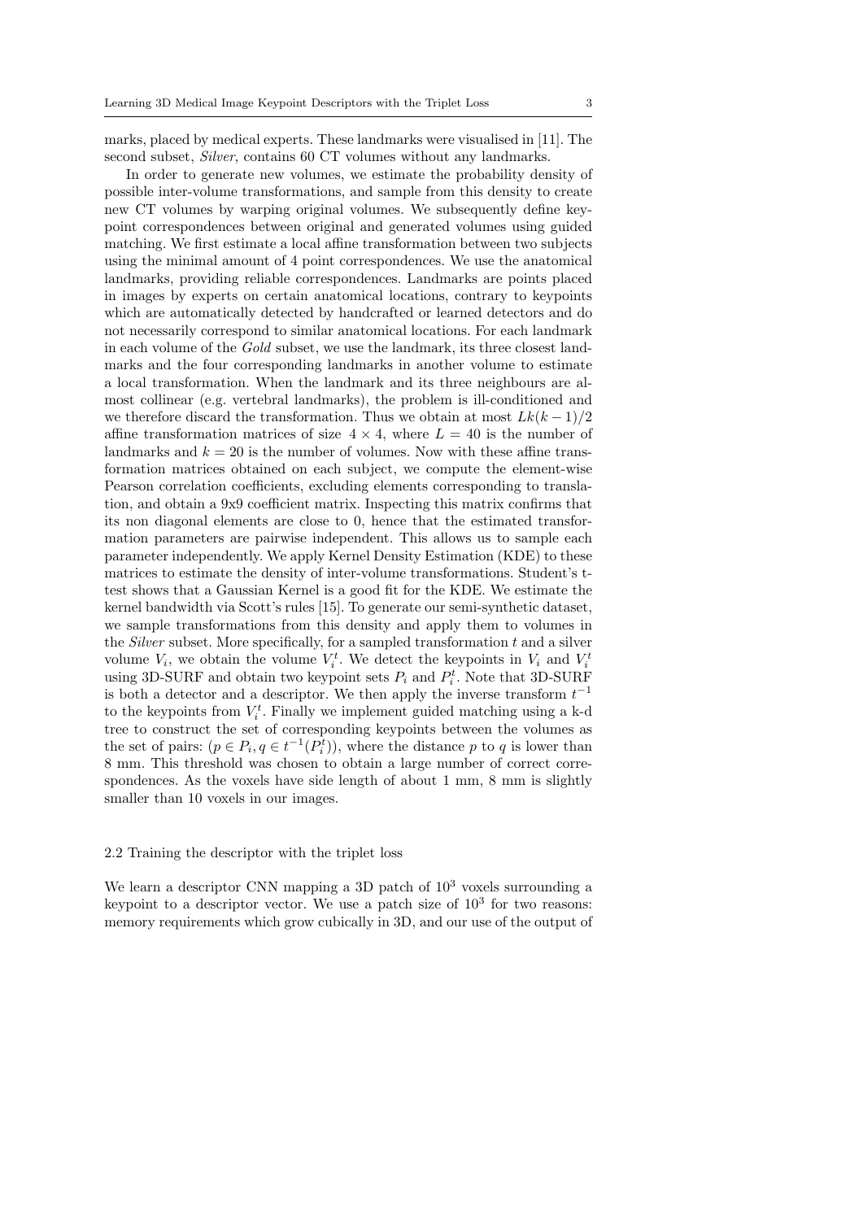marks, placed by medical experts. These landmarks were visualised in [11]. The second subset, *Silver*, contains 60 CT volumes without any landmarks.

In order to generate new volumes, we estimate the probability density of possible inter-volume transformations, and sample from this density to create new CT volumes by warping original volumes. We subsequently define keypoint correspondences between original and generated volumes using guided matching. We first estimate a local affine transformation between two subjects using the minimal amount of 4 point correspondences. We use the anatomical landmarks, providing reliable correspondences. Landmarks are points placed in images by experts on certain anatomical locations, contrary to keypoints which are automatically detected by handcrafted or learned detectors and do not necessarily correspond to similar anatomical locations. For each landmark in each volume of the *Gold* subset, we use the landmark, its three closest landmarks and the four corresponding landmarks in another volume to estimate a local transformation. When the landmark and its three neighbours are almost collinear (e.g. vertebral landmarks), the problem is ill-conditioned and we therefore discard the transformation. Thus we obtain at most $Lk(k-1)/2$ affine transformation matrices of size $4 \times 4$, where $L = 40$ is the number of landmarks and $k = 20$ is the number of volumes. Now with these affine transformation matrices obtained on each subject, we compute the element-wise Pearson correlation coefficients, excluding elements corresponding to translation, and obtain a 9x9 coefficient matrix. Inspecting this matrix confirms that its non diagonal elements are close to 0, hence that the estimated transformation parameters are pairwise independent. This allows us to sample each parameter independently. We apply Kernel Density Estimation (KDE) to these matrices to estimate the density of inter-volume transformations. Student's t-test shows that a Gaussian Kernel is a good fit for the KDE. We estimate the kernel bandwidth via Scott's rules [15]. To generate our semi-synthetic dataset, we sample transformations from this density and apply them to volumes in the *Silver* subset. More specifically, for a sampled transformation $t$ and a silver volume $V_i$, we obtain the volume $V_i^t$. We detect the keypoints in $V_i$ and $V_i^t$ using 3D-SURF and obtain two keypoint sets $P_i$ and $P_i^t$. Note that 3D-SURF is both a detector and a descriptor. We then apply the inverse transform $t^{-1}$ to the keypoints from $V_i^t$. Finally we implement guided matching using a k-d tree to construct the set of corresponding keypoints between the volumes as the set of pairs: $(p \in P_i, q \in t^{-1}(P_i^t))$, where the distance $p$ to $q$ is lower than 8 mm. This threshold was chosen to obtain a large number of correct correspondences. As the voxels have side length of about 1 mm, 8 mm is slightly smaller than 10 voxels in our images.

### 2.2 Training the descriptor with the triplet loss

We learn a descriptor CNN mapping a 3D patch of $10^3$ voxels surrounding a keypoint to a descriptor vector. We use a patch size of $10^3$ for two reasons: memory requirements which grow cubically in 3D, and our use of the output of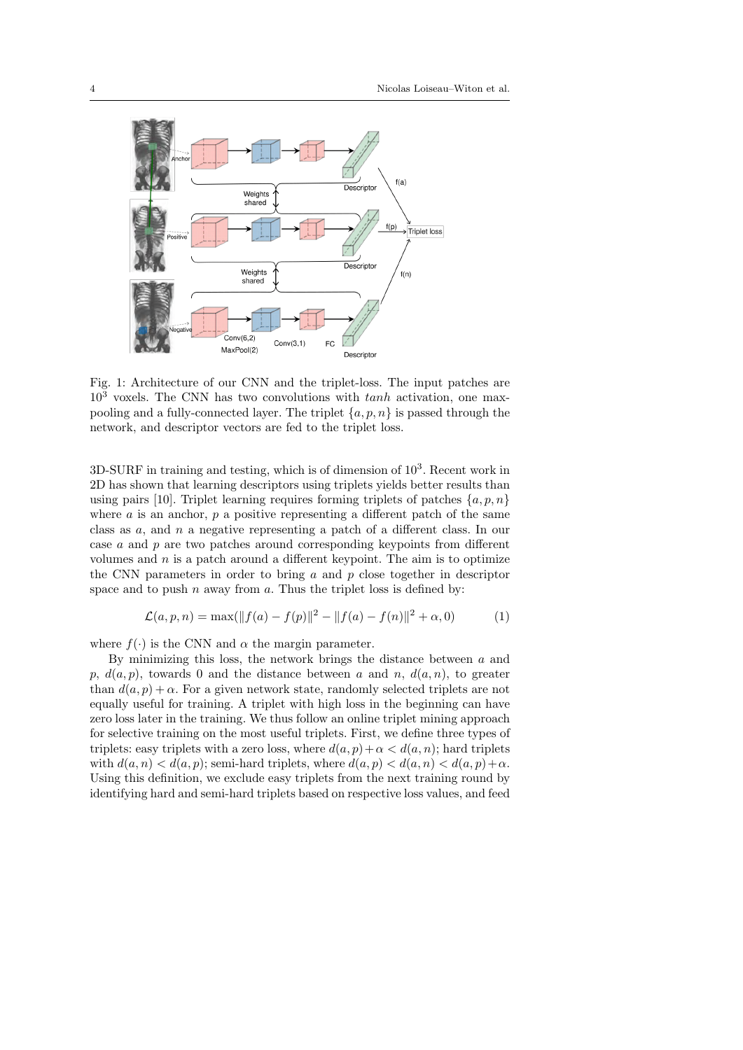Fig. 1: Architecture of our CNN and the triplet-loss. The input patches are $10^3$ voxels. The CNN has two convolutions with *tanh* activation, one max-pooling and a fully-connected layer. The triplet $\{a, p, n\}$ is passed through the network, and descriptor vectors are fed to the triplet loss.

3D-SURF in training and testing, which is of dimension of $10^3$. Recent work in 2D has shown that learning descriptors using triplets yields better results than using pairs [10]. Triplet learning requires forming triplets of patches $\{a, p, n\}$ where $a$ is an anchor, $p$ a positive representing a different patch of the same class as $a$, and $n$ a negative representing a patch of a different class. In our case $a$ and $p$ are two patches around corresponding keypoints from different volumes and $n$ is a patch around a different keypoint. The aim is to optimize the CNN parameters in order to bring $a$ and $p$ close together in descriptor space and to push $n$ away from $a$. Thus the triplet loss is defined by:

$$\mathcal{L}(a, p, n) = \max(\|f(a) - f(p)\|^2 - \|f(a) - f(n)\|^2 + \alpha, 0) \tag{1}$$

where $f(\cdot)$ is the CNN and $\alpha$ the margin parameter.

By minimizing this loss, the network brings the distance between $a$ and $p$, $d(a, p)$, towards 0 and the distance between $a$ and $n$, $d(a, n)$, to greater than $d(a, p) + \alpha$. For a given network state, randomly selected triplets are not equally useful for training. A triplet with high loss in the beginning can have zero loss later in the training. We thus follow an online triplet mining approach for selective training on the most useful triplets. First, we define three types of triplets: easy triplets with a zero loss, where $d(a, p) + \alpha < d(a, n)$; hard triplets with $d(a, n) < d(a, p)$; semi-hard triplets, where $d(a, p) < d(a, n) < d(a, p) + \alpha$. Using this definition, we exclude easy triplets from the next training round by identifying hard and semi-hard triplets based on respective loss values, and feed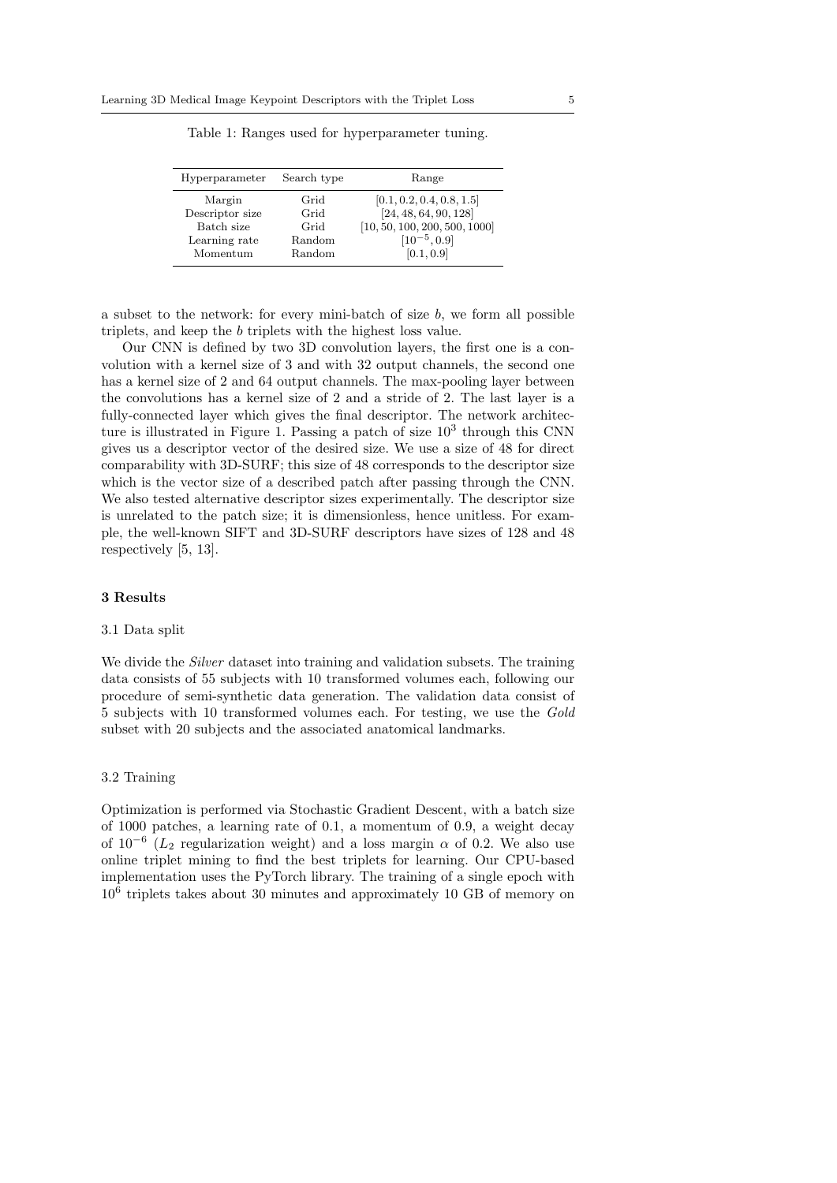Table 1: Ranges used for hyperparameter tuning.

| Hyperparameter | Search type | Range |
|---|---|---|
| Margin | Grid | $[0.1, 0.2, 0.4, 0.8, 1.5]$ |
| Descriptor size | Grid | $[24, 48, 64, 90, 128]$ |
| Batch size | Grid | $[10, 50, 100, 200, 500, 1000]$ |
| Learning rate | Random | $[10^{-5}, 0.9]$ |
| Momentum | Random | $[0.1, 0.9]$ |

a subset to the network: for every mini-batch of size $b$, we form all possible triplets, and keep the $b$ triplets with the highest loss value.

Our CNN is defined by two 3D convolution layers, the first one is a convolution with a kernel size of 3 and with 32 output channels, the second one has a kernel size of 2 and 64 output channels. The max-pooling layer between the convolutions has a kernel size of 2 and a stride of 2. The last layer is a fully-connected layer which gives the final descriptor. The network architecture is illustrated in Figure 1. Passing a patch of size $10^3$ through this CNN gives us a descriptor vector of the desired size. We use a size of 48 for direct comparability with 3D-SURF; this size of 48 corresponds to the descriptor size which is the vector size of a described patch after passing through the CNN. We also tested alternative descriptor sizes experimentally. The descriptor size is unrelated to the patch size; it is dimensionless, hence unitless. For example, the well-known SIFT and 3D-SURF descriptors have sizes of 128 and 48 respectively [5, 13].

## 3 Results

### 3.1 Data split

We divide the *Silver* dataset into training and validation subsets. The training data consists of 55 subjects with 10 transformed volumes each, following our procedure of semi-synthetic data generation. The validation data consist of 5 subjects with 10 transformed volumes each. For testing, we use the *Gold* subset with 20 subjects and the associated anatomical landmarks.

### 3.2 Training

Optimization is performed via Stochastic Gradient Descent, with a batch size of 1000 patches, a learning rate of 0.1, a momentum of 0.9, a weight decay of $10^{-6}$ ($L_2$ regularization weight) and a loss margin $\alpha$ of 0.2. We also use online triplet mining to find the best triplets for learning. Our CPU-based implementation uses the PyTorch library. The training of a single epoch with $10^6$ triplets takes about 30 minutes and approximately 10 GB of memory on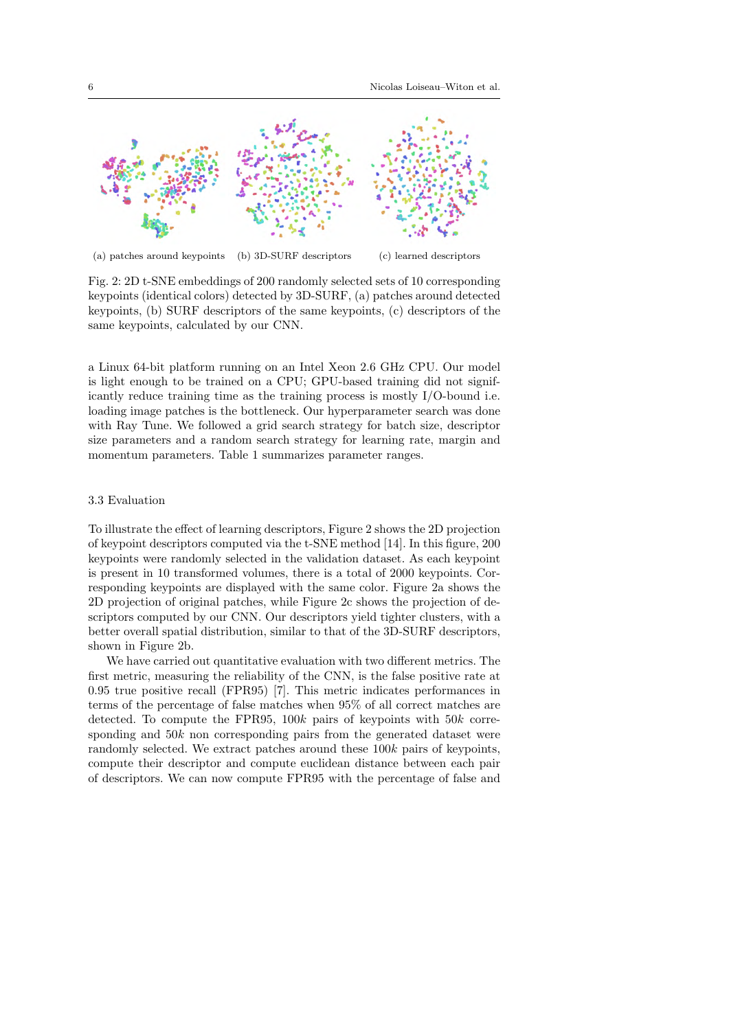(a) patches around keypoints (b) 3D-SURF descriptors (c) learned descriptors

Fig. 2: 2D t-SNE embeddings of 200 randomly selected sets of 10 corresponding keypoints (identical colors) detected by 3D-SURF, (a) patches around detected keypoints, (b) SURF descriptors of the same keypoints, (c) descriptors of the same keypoints, calculated by our CNN.

a Linux 64-bit platform running on an Intel Xeon 2.6 GHz CPU. Our model is light enough to be trained on a CPU; GPU-based training did not significantly reduce training time as the training process is mostly I/O-bound i.e. loading image patches is the bottleneck. Our hyperparameter search was done with Ray Tune. We followed a grid search strategy for batch size, descriptor size parameters and a random search strategy for learning rate, margin and momentum parameters. Table 1 summarizes parameter ranges.

### 3.3 Evaluation

To illustrate the effect of learning descriptors, Figure 2 shows the 2D projection of keypoint descriptors computed via the t-SNE method [14]. In this figure, 200 keypoints were randomly selected in the validation dataset. As each keypoint is present in 10 transformed volumes, there is a total of 2000 keypoints. Corresponding keypoints are displayed with the same color. Figure 2a shows the 2D projection of original patches, while Figure 2c shows the projection of descriptors computed by our CNN. Our descriptors yield tighter clusters, with a better overall spatial distribution, similar to that of the 3D-SURF descriptors, shown in Figure 2b.

We have carried out quantitative evaluation with two different metrics. The first metric, measuring the reliability of the CNN, is the false positive rate at 0.95 true positive recall (FPR95) [7]. This metric indicates performances in terms of the percentage of false matches when 95% of all correct matches are detected. To compute the FPR95, $100k$ pairs of keypoints with $50k$ corresponding and $50k$ non corresponding pairs from the generated dataset were randomly selected. We extract patches around these $100k$ pairs of keypoints, compute their descriptor and compute euclidean distance between each pair of descriptors. We can now compute FPR95 with the percentage of false and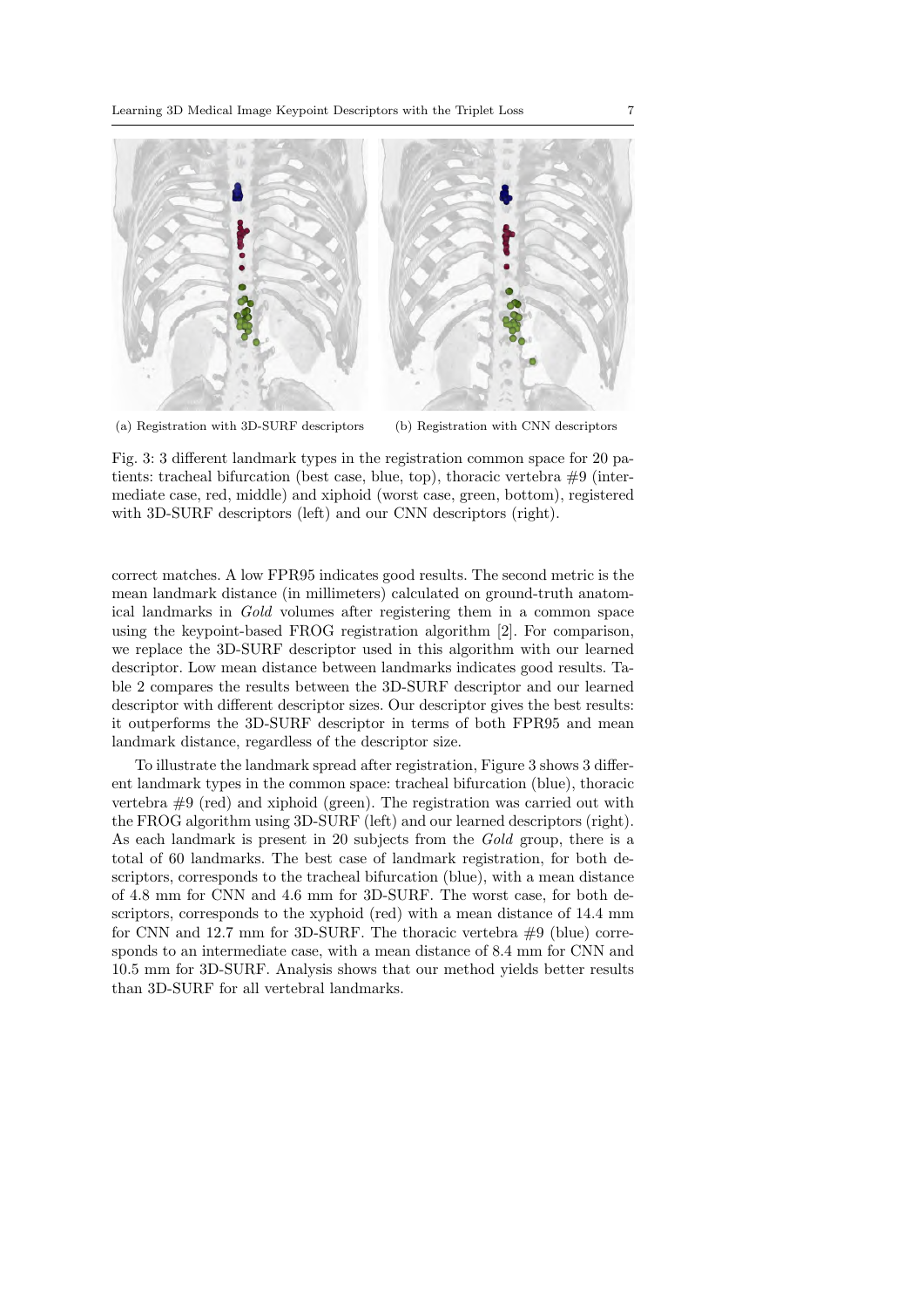(a) Registration with 3D-SURF descriptors

(b) Registration with CNN descriptors

Fig. 3: 3 different landmark types in the registration common space for 20 patients: tracheal bifurcation (best case, blue, top), thoracic vertebra #9 (intermediate case, red, middle) and xiphoid (worst case, green, bottom), registered with 3D-SURF descriptors (left) and our CNN descriptors (right).

correct matches. A low FPR95 indicates good results. The second metric is the mean landmark distance (in millimeters) calculated on ground-truth anatomical landmarks in *Gold* volumes after registering them in a common space using the keypoint-based FROG registration algorithm [2]. For comparison, we replace the 3D-SURF descriptor used in this algorithm with our learned descriptor. Low mean distance between landmarks indicates good results. Table 2 compares the results between the 3D-SURF descriptor and our learned descriptor with different descriptor sizes. Our descriptor gives the best results: it outperforms the 3D-SURF descriptor in terms of both FPR95 and mean landmark distance, regardless of the descriptor size.

To illustrate the landmark spread after registration, Figure 3 shows 3 different landmark types in the common space: tracheal bifurcation (blue), thoracic vertebra #9 (red) and xiphoid (green). The registration was carried out with the FROG algorithm using 3D-SURF (left) and our learned descriptors (right). As each landmark is present in 20 subjects from the *Gold* group, there is a total of 60 landmarks. The best case of landmark registration, for both descriptors, corresponds to the tracheal bifurcation (blue), with a mean distance of 4.8 mm for CNN and 4.6 mm for 3D-SURF. The worst case, for both descriptors, corresponds to the xyphoid (red) with a mean distance of 14.4 mm for CNN and 12.7 mm for 3D-SURF. The thoracic vertebra #9 (blue) corresponds to an intermediate case, with a mean distance of 8.4 mm for CNN and 10.5 mm for 3D-SURF. Analysis shows that our method yields better results than 3D-SURF for all vertebral landmarks.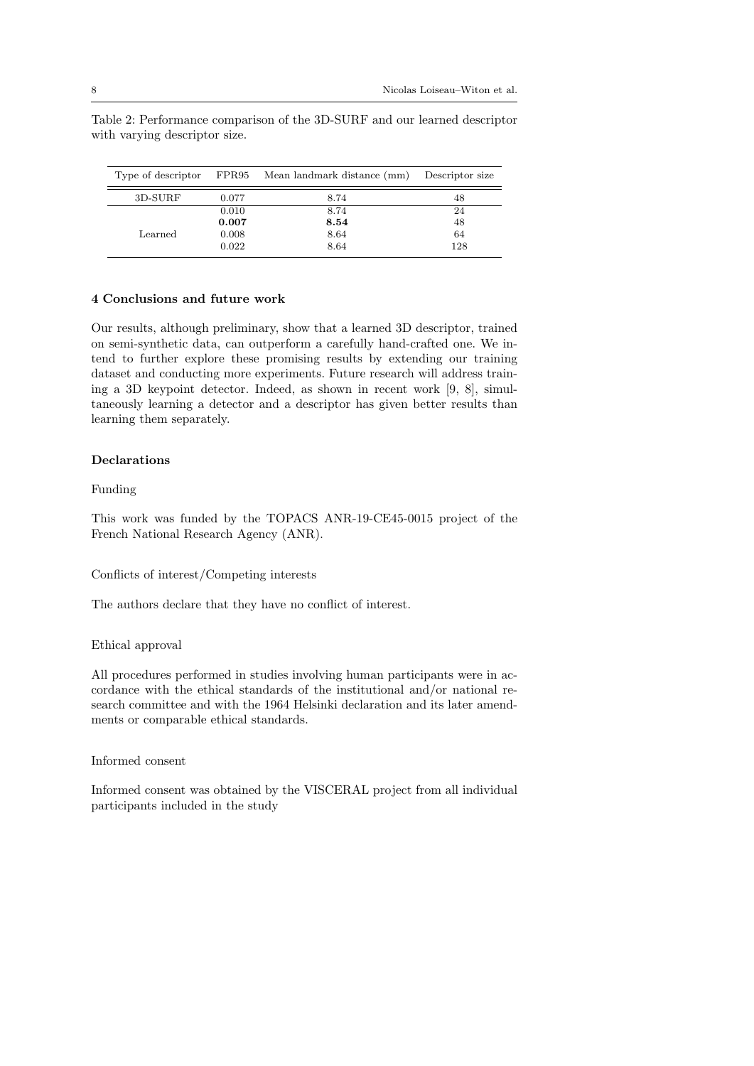Table 2: Performance comparison of the 3D-SURF and our learned descriptor with varying descriptor size.

| Type of descriptor | FPR95 | Mean landmark distance (mm) | Descriptor size |
|---|---|---|---|
| 3D-SURF | 0.077 | 8.74 | 48 |
| Learned | 0.010 | 8.74 | 24 |
| | **0.007** | **8.54** | 48 |
| | 0.008 | 8.64 | 64 |
| | 0.022 | 8.64 | 128 |

## 4 Conclusions and future work

Our results, although preliminary, show that a learned 3D descriptor, trained on semi-synthetic data, can outperform a carefully hand-crafted one. We intend to further explore these promising results by extending our training dataset and conducting more experiments. Future research will address training a 3D keypoint detector. Indeed, as shown in recent work [9, 8], simultaneously learning a detector and a descriptor has given better results than learning them separately.

## Declarations

Funding

This work was funded by the TOPACS ANR-19-CE45-0015 project of the French National Research Agency (ANR).

Conflicts of interest/Competing interests

The authors declare that they have no conflict of interest.

Ethical approval

All procedures performed in studies involving human participants were in accordance with the ethical standards of the institutional and/or national research committee and with the 1964 Helsinki declaration and its later amendments or comparable ethical standards.

Informed consent

Informed consent was obtained by the VISCERAL project from all individual participants included in the study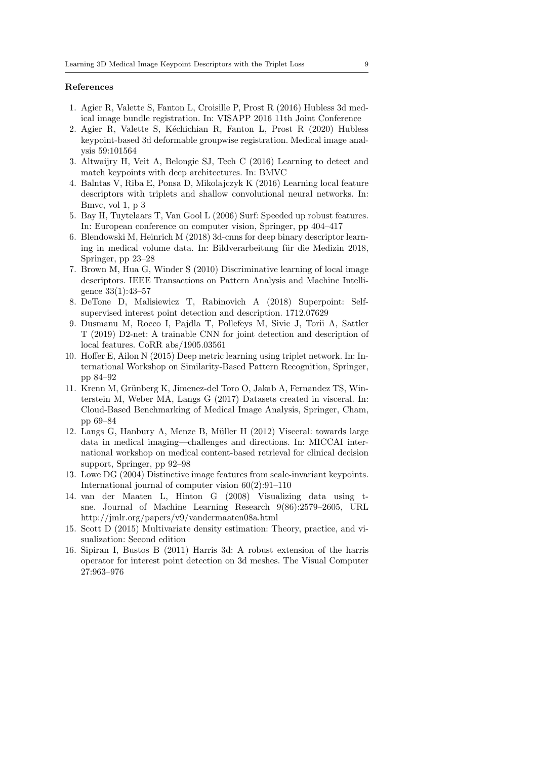## References

1. Agier R, Valette S, Fanton L, Croisille P, Prost R (2016) Hubless 3d medical image bundle registration. In: VISAPP 2016 11th Joint Conference
2. Agier R, Valette S, Kéchichian R, Fanton L, Prost R (2020) Hubless keypoint-based 3d deformable groupwise registration. Medical image analysis 59:101564
3. Altwaijry H, Veit A, Belongie SJ, Tech C (2016) Learning to detect and match keypoints with deep architectures. In: BMVC
4. Balntas V, Riba E, Ponsa D, Mikolajczyk K (2016) Learning local feature descriptors with triplets and shallow convolutional neural networks. In: Bmvc, vol 1, p 3
5. Bay H, Tuytelaars T, Van Gool L (2006) Surf: Speeded up robust features. In: European conference on computer vision, Springer, pp 404–417
6. Blendowski M, Heinrich M (2018) 3d-cnns for deep binary descriptor learning in medical volume data. In: Bildverarbeitung für die Medizin 2018, Springer, pp 23–28
7. Brown M, Hua G, Winder S (2010) Discriminative learning of local image descriptors. IEEE Transactions on Pattern Analysis and Machine Intelligence 33(1):43–57
8. DeTone D, Malisiewicz T, Rabinovich A (2018) Superpoint: Self-supervised interest point detection and description. 1712.07629
9. Dusmanu M, Rocco I, Pajdla T, Pollefeys M, Sivic J, Torii A, Sattler T (2019) D2-net: A trainable CNN for joint detection and description of local features. CoRR abs/1905.03561
10. Hoffer E, Ailon N (2015) Deep metric learning using triplet network. In: International Workshop on Similarity-Based Pattern Recognition, Springer, pp 84–92
11. Krenn M, Grünberg K, Jimenez-del Toro O, Jakab A, Fernandez TS, Winterstein M, Weber MA, Langs G (2017) Datasets created in visceral. In: Cloud-Based Benchmarking of Medical Image Analysis, Springer, Cham, pp 69–84
12. Langs G, Hanbury A, Menze B, Müller H (2012) Visceral: towards large data in medical imaging—challenges and directions. In: MICCAI international workshop on medical content-based retrieval for clinical decision support, Springer, pp 92–98
13. Lowe DG (2004) Distinctive image features from scale-invariant keypoints. International journal of computer vision 60(2):91–110
14. van der Maaten L, Hinton G (2008) Visualizing data using t-sne. Journal of Machine Learning Research 9(86):2579–2605, URL http://jmlr.org/papers/v9/vandermaaten08a.html
15. Scott D (2015) Multivariate density estimation: Theory, practice, and visualization: Second edition
16. Sipiran I, Bustos B (2011) Harris 3d: A robust extension of the harris operator for interest point detection on 3d meshes. The Visual Computer 27:963–976